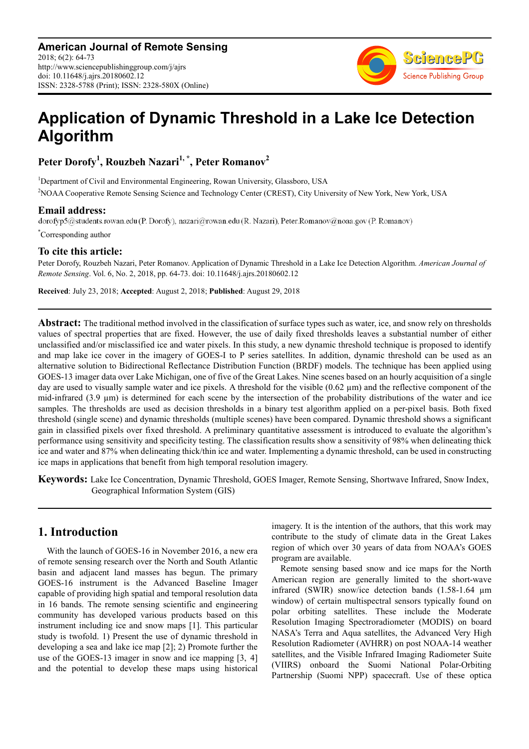# Application of Dynamic Threshold in a Lake Ice Detection Algorithm

**Peter Dorofy[1], Rouzbeh Nazari[1,*], Peter Romanov[2]**

[1]Department of Civil and Environmental Engineering, Rowan University, Glassboro, USA

[2]NOAA Cooperative Remote Sensing Science and Technology Center (CREST), City University of New York, New York, USA

## Email address:

dorofyp5@students.rowan.edu (P. Dorofy), nazari@rowan.edu (R. Nazari), Peter.Romanov@noaa.gov (P. Romanov)

[*]Corresponding author

## To cite this article:

Peter Dorofy, Rouzbeh Nazari, Peter Romanov. Application of Dynamic Threshold in a Lake Ice Detection Algorithm. *American Journal of Remote Sensing*. Vol. 6, No. 2, 2018, pp. 64-73. doi: 10.11648/j.ajrs.20180602.12

**Received**: July 23, 2018; **Accepted**: August 2, 2018; **Published**: August 29, 2018

---

**Abstract:** The traditional method involved in the classification of surface types such as water, ice, and snow rely on thresholds values of spectral properties that are fixed. However, the use of daily fixed thresholds leaves a substantial number of either unclassified and/or misclassified ice and water pixels. In this study, a new dynamic threshold technique is proposed to identify and map lake ice cover in the imagery of GOES-I to P series satellites. In addition, dynamic threshold can be used as an alternative solution to Bidirectional Reflectance Distribution Function (BRDF) models. The technique has been applied using GOES-13 imager data over Lake Michigan, one of five of the Great Lakes. Nine scenes based on an hourly acquisition of a single day are used to visually sample water and ice pixels. A threshold for the visible (0.62 µm) and the reflective component of the mid-infrared (3.9 µm) is determined for each scene by the intersection of the probability distributions of the water and ice samples. The thresholds are used as decision thresholds in a binary test algorithm applied on a per-pixel basis. Both fixed threshold (single scene) and dynamic thresholds (multiple scenes) have been compared. Dynamic threshold shows a significant gain in classified pixels over fixed threshold. A preliminary quantitative assessment is introduced to evaluate the algorithm's performance using sensitivity and specificity testing. The classification results show a sensitivity of 98% when delineating thick ice and water and 87% when delineating thick/thin ice and water. Implementing a dynamic threshold, can be used in constructing ice maps in applications that benefit from high temporal resolution imagery.

**Keywords:** Lake Ice Concentration, Dynamic Threshold, GOES Imager, Remote Sensing, Shortwave Infrared, Snow Index, Geographical Information System (GIS)

---

## 1. Introduction

With the launch of GOES-16 in November 2016, a new era of remote sensing research over the North and South Atlantic basin and adjacent land masses has begun. The primary GOES-16 instrument is the Advanced Baseline Imager capable of providing high spatial and temporal resolution data in 16 bands. The remote sensing scientific and engineering community has developed various products based on this instrument including ice and snow maps [1]. This particular study is twofold. 1) Present the use of dynamic threshold in developing a sea and lake ice map [2]; 2) Promote further the use of the GOES-13 imager in snow and ice mapping [3, 4] and the potential to develop these maps using historical imagery. It is the intention of the authors, that this work may contribute to the study of climate data in the Great Lakes region of which over 30 years of data from NOAA's GOES program are available.

Remote sensing based snow and ice maps for the North American region are generally limited to the short-wave infrared (SWIR) snow/ice detection bands (1.58-1.64 µm window) of certain multispectral sensors typically found on polar orbiting satellites. These include the Moderate Resolution Imaging Spectroradiometer (MODIS) on board NASA's Terra and Aqua satellites, the Advanced Very High Resolution Radiometer (AVHRR) on post NOAA-14 weather satellites, and the Visible Infrared Imaging Radiometer Suite (VIIRS) onboard the Suomi National Polar-Orbiting Partnership (Suomi NPP) spacecraft. Use of these optica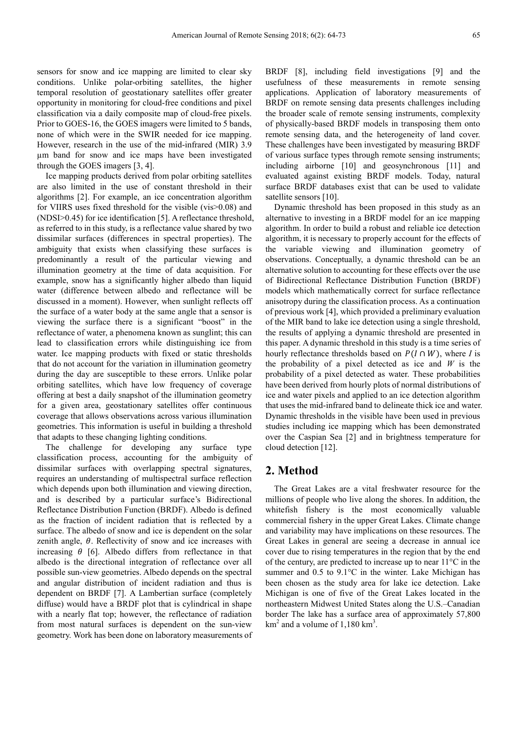sensors for snow and ice mapping are limited to clear sky conditions. Unlike polar-orbiting satellites, the higher temporal resolution of geostationary satellites offer greater opportunity in monitoring for cloud-free conditions and pixel classification via a daily composite map of cloud-free pixels. Prior to GOES-16, the GOES imagers were limited to 5 bands, none of which were in the SWIR needed for ice mapping. However, research in the use of the mid-infrared (MIR) 3.9 µm band for snow and ice maps have been investigated through the GOES imagers [3, 4].

Ice mapping products derived from polar orbiting satellites are also limited in the use of constant threshold in their algorithms [2]. For example, an ice concentration algorithm for VIIRS uses fixed threshold for the visible (vis>0.08) and (NDSI>0.45) for ice identification [5]. A reflectance threshold, as referred to in this study, is a reflectance value shared by two dissimilar surfaces (differences in spectral properties). The ambiguity that exists when classifying these surfaces is predominantly a result of the particular viewing and illumination geometry at the time of data acquisition. For example, snow has a significantly higher albedo than liquid water (difference between albedo and reflectance will be discussed in a moment). However, when sunlight reflects off the surface of a water body at the same angle that a sensor is viewing the surface there is a significant "boost" in the reflectance of water, a phenomena known as sunglint; this can lead to classification errors while distinguishing ice from water. Ice mapping products with fixed or static thresholds that do not account for the variation in illumination geometry during the day are susceptible to these errors. Unlike polar orbiting satellites, which have low frequency of coverage offering at best a daily snapshot of the illumination geometry for a given area, geostationary satellites offer continuous coverage that allows observations across various illumination geometries. This information is useful in building a threshold that adapts to these changing lighting conditions.

The challenge for developing any surface type classification process, accounting for the ambiguity of dissimilar surfaces with overlapping spectral signatures, requires an understanding of multispectral surface reflection which depends upon both illumination and viewing direction, and is described by a particular surface's Bidirectional Reflectance Distribution Function (BRDF). Albedo is defined as the fraction of incident radiation that is reflected by a surface. The albedo of snow and ice is dependent on the solar zenith angle, $\theta$. Reflectivity of snow and ice increases with increasing $\theta$ [6]. Albedo differs from reflectance in that albedo is the directional integration of reflectance over all possible sun-view geometries. Albedo depends on the spectral and angular distribution of incident radiation and thus is dependent on BRDF [7]. A Lambertian surface (completely diffuse) would have a BRDF plot that is cylindrical in shape with a nearly flat top; however, the reflectance of radiation from most natural surfaces is dependent on the sun-view geometry. Work has been done on laboratory measurements of BRDF [8], including field investigations [9] and the usefulness of these measurements in remote sensing applications. Application of laboratory measurements of BRDF on remote sensing data presents challenges including the broader scale of remote sensing instruments, complexity of physically-based BRDF models in transposing them onto remote sensing data, and the heterogeneity of land cover. These challenges have been investigated by measuring BRDF of various surface types through remote sensing instruments; including airborne [10] and geosynchronous [11] and evaluated against existing BRDF models. Today, natural surface BRDF databases exist that can be used to validate satellite sensors [10].

Dynamic threshold has been proposed in this study as an alternative to investing in a BRDF model for an ice mapping algorithm. In order to build a robust and reliable ice detection algorithm, it is necessary to properly account for the effects of the variable viewing and illumination geometry of observations. Conceptually, a dynamic threshold can be an alternative solution to accounting for these effects over the use of Bidirectional Reflectance Distribution Function (BRDF) models which mathematically correct for surface reflectance anisotropy during the classification process. As a continuation of previous work [4], which provided a preliminary evaluation of the MIR band to lake ice detection using a single threshold, the results of applying a dynamic threshold are presented in this paper. A dynamic threshold in this study is a time series of hourly reflectance thresholds based on $P(I \cap W)$, where $I$ is the probability of a pixel detected as ice and $W$ is the probability of a pixel detected as water. These probabilities have been derived from hourly plots of normal distributions of ice and water pixels and applied to an ice detection algorithm that uses the mid-infrared band to delineate thick ice and water. Dynamic thresholds in the visible have been used in previous studies including ice mapping which has been demonstrated over the Caspian Sea [2] and in brightness temperature for cloud detection [12].

## 2. Method

The Great Lakes are a vital freshwater resource for the millions of people who live along the shores. In addition, the whitefish fishery is the most economically valuable commercial fishery in the upper Great Lakes. Climate change and variability may have implications on these resources. The Great Lakes in general are seeing a decrease in annual ice cover due to rising temperatures in the region that by the end of the century, are predicted to increase up to near 11°C in the summer and 0.5 to 9.1°C in the winter. Lake Michigan has been chosen as the study area for lake ice detection. Lake Michigan is one of five of the Great Lakes located in the northeastern Midwest United States along the U.S.–Canadian border The lake has a surface area of approximately 57,800 $km^2$ and a volume of 1,180 $km^3$.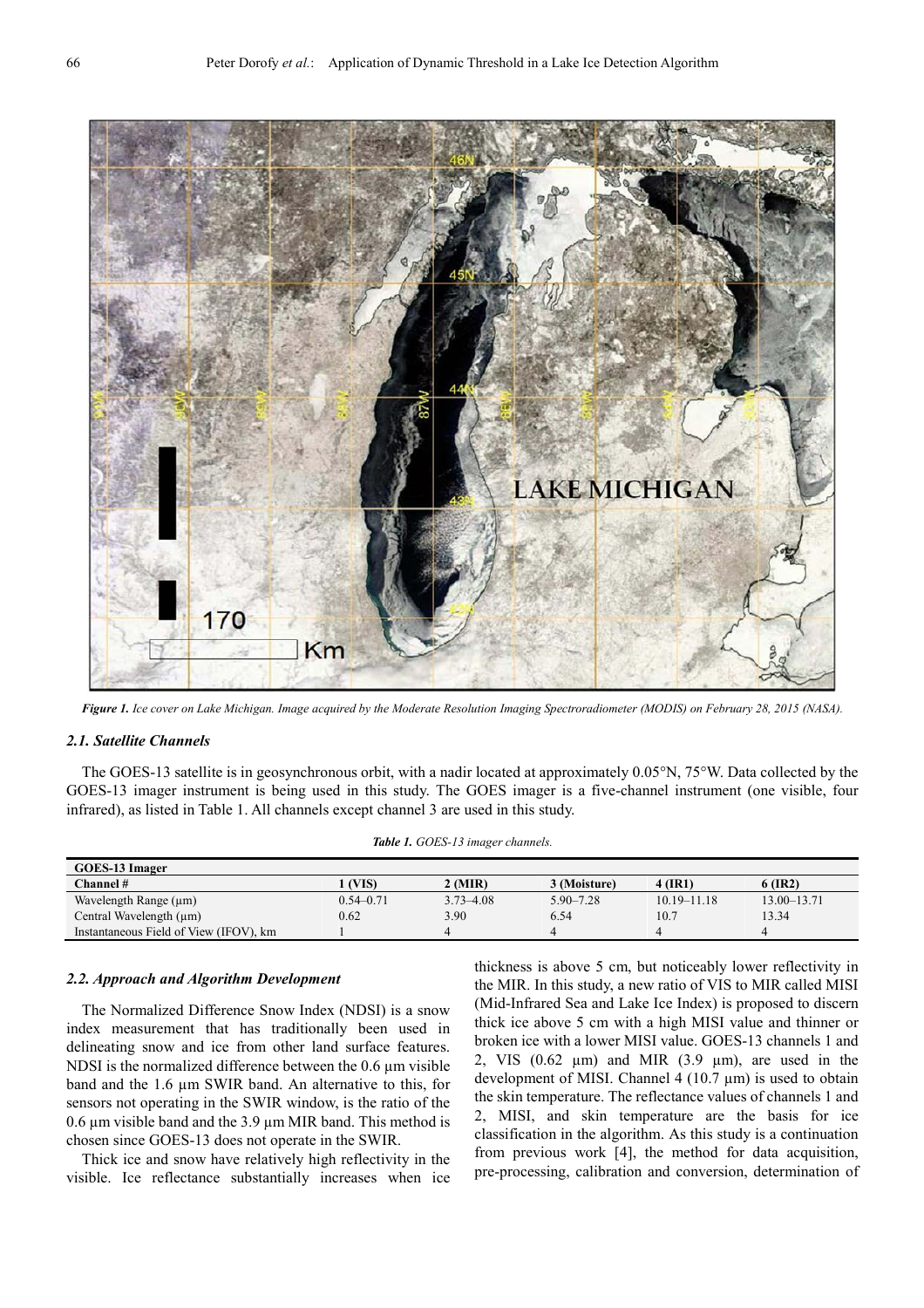*Figure 1. Ice cover on Lake Michigan. Image acquired by the Moderate Resolution Imaging Spectroradiometer (MODIS) on February 28, 2015 (NASA).*

### 2.1. Satellite Channels

The GOES-13 satellite is in geosynchronous orbit, with a nadir located at approximately 0.05°N, 75°W. Data collected by the GOES-13 imager instrument is being used in this study. The GOES imager is a five-channel instrument (one visible, four infrared), as listed in Table 1. All channels except channel 3 are used in this study.

*Table 1. GOES-13 imager channels.*

| GOES-13 Imager | | | | | |
|---|---|---|---|---|---|
| Channel # | 1 (VIS) | 2 (MIR) | 3 (Moisture) | 4 (IR1) | 6 (IR2) |
| Wavelength Range (μm) | 0.54–0.71 | 3.73–4.08 | 5.90–7.28 | 10.19–11.18 | 13.00–13.71 |
| Central Wavelength (μm) | 0.62 | 3.90 | 6.54 | 10.7 | 13.34 |
| Instantaneous Field of View (IFOV), km | 1 | 4 | 4 | 4 | 4 |

### 2.2. Approach and Algorithm Development

The Normalized Difference Snow Index (NDSI) is a snow index measurement that has traditionally been used in delineating snow and ice from other land surface features. NDSI is the normalized difference between the 0.6 μm visible band and the 1.6 μm SWIR band. An alternative to this, for sensors not operating in the SWIR window, is the ratio of the 0.6 μm visible band and the 3.9 μm MIR band. This method is chosen since GOES-13 does not operate in the SWIR.

Thick ice and snow have relatively high reflectivity in the visible. Ice reflectance substantially increases when ice thickness is above 5 cm, but noticeably lower reflectivity in the MIR. In this study, a new ratio of VIS to MIR called MISI (Mid-Infrared Sea and Lake Ice Index) is proposed to discern thick ice above 5 cm with a high MISI value and thinner or broken ice with a lower MISI value. GOES-13 channels 1 and 2, VIS (0.62 μm) and MIR (3.9 μm), are used in the development of MISI. Channel 4 (10.7 μm) is used to obtain the skin temperature. The reflectance values of channels 1 and 2, MISI, and skin temperature are the basis for ice classification in the algorithm. As this study is a continuation from previous work [4], the method for data acquisition, pre-processing, calibration and conversion, determination of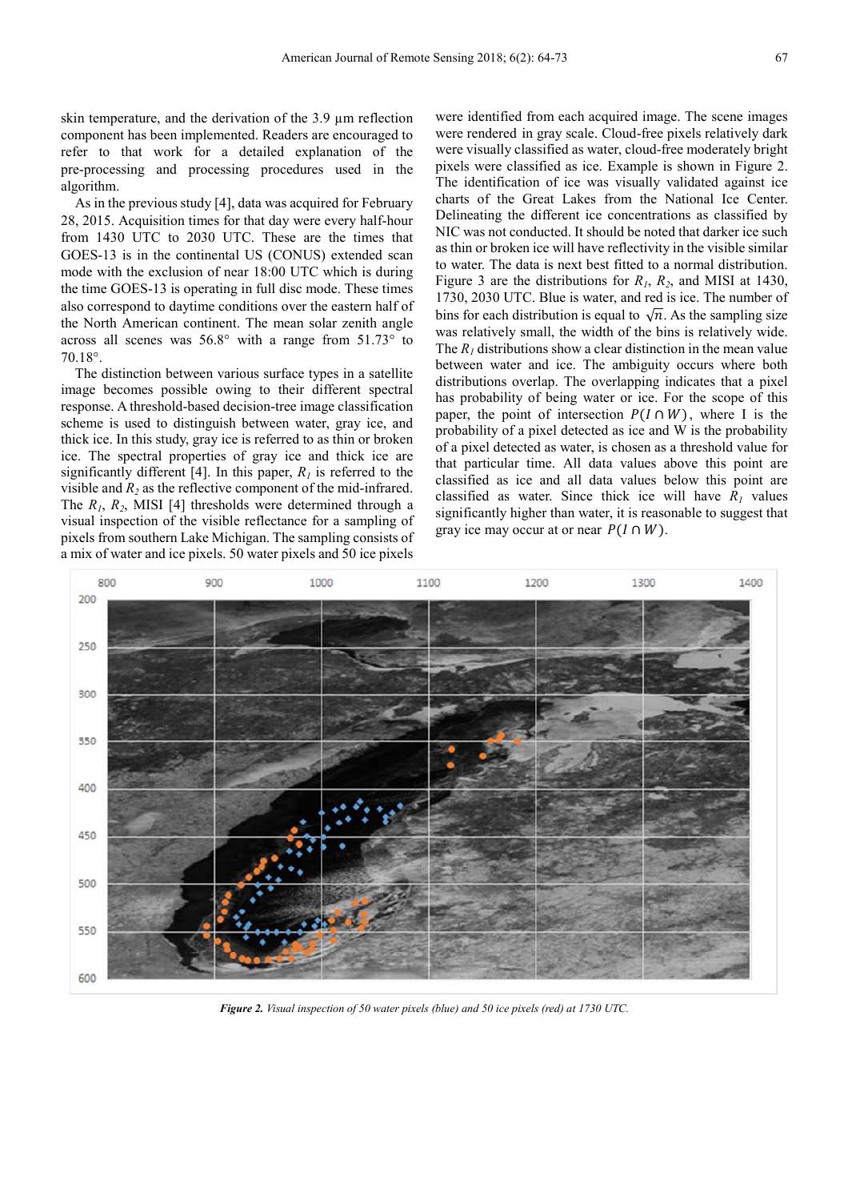skin temperature, and the derivation of the 3.9 µm reflection component has been implemented. Readers are encouraged to refer to that work for a detailed explanation of the pre-processing and processing procedures used in the algorithm.

As in the previous study [4], data was acquired for February 28, 2015. Acquisition times for that day were every half-hour from 1430 UTC to 2030 UTC. These are the times that GOES-13 is in the continental US (CONUS) extended scan mode with the exclusion of near 18:00 UTC which is during the time GOES-13 is operating in full disc mode. These times also correspond to daytime conditions over the eastern half of the North American continent. The mean solar zenith angle across all scenes was 56.8° with a range from 51.73° to 70.18°.

The distinction between various surface types in a satellite image becomes possible owing to their different spectral response. A threshold-based decision-tree image classification scheme is used to distinguish between water, gray ice, and thick ice. In this study, gray ice is referred to as thin or broken ice. The spectral properties of gray ice and thick ice are significantly different [4]. In this paper, $R_1$ is referred to the visible and $R_2$ as the reflective component of the mid-infrared. The $R_1$, $R_2$, MISI [4] thresholds were determined through a visual inspection of the visible reflectance for a sampling of pixels from southern Lake Michigan. The sampling consists of a mix of water and ice pixels. 50 water pixels and 50 ice pixels were identified from each acquired image. The scene images were rendered in gray scale. Cloud-free pixels relatively dark were visually classified as water, cloud-free moderately bright pixels were classified as ice. Example is shown in Figure 2. The identification of ice was visually validated against ice charts of the Great Lakes from the National Ice Center. Delineating the different ice concentrations as classified by NIC was not conducted. It should be noted that darker ice such as thin or broken ice will have reflectivity in the visible similar to water. The data is next best fitted to a normal distribution. Figure 3 are the distributions for $R_1$, $R_2$, and MISI at 1430, 1730, 2030 UTC. Blue is water, and red is ice. The number of bins for each distribution is equal to $\sqrt{n}$. As the sampling size was relatively small, the width of the bins is relatively wide. The $R_1$ distributions show a clear distinction in the mean value between water and ice. The ambiguity occurs where both distributions overlap. The overlapping indicates that a pixel has probability of being water or ice. For the scope of this paper, the point of intersection $P(I \cap W)$, where I is the probability of a pixel detected as ice and W is the probability of a pixel detected as water, is chosen as a threshold value for that particular time. All data values above this point are classified as ice and all data values below this point are classified as water. Since thick ice will have $R_1$ values significantly higher than water, it is reasonable to suggest that gray ice may occur at or near $P(I \cap W)$.

*Figure 2. Visual inspection of 50 water pixels (blue) and 50 ice pixels (red) at 1730 UTC.*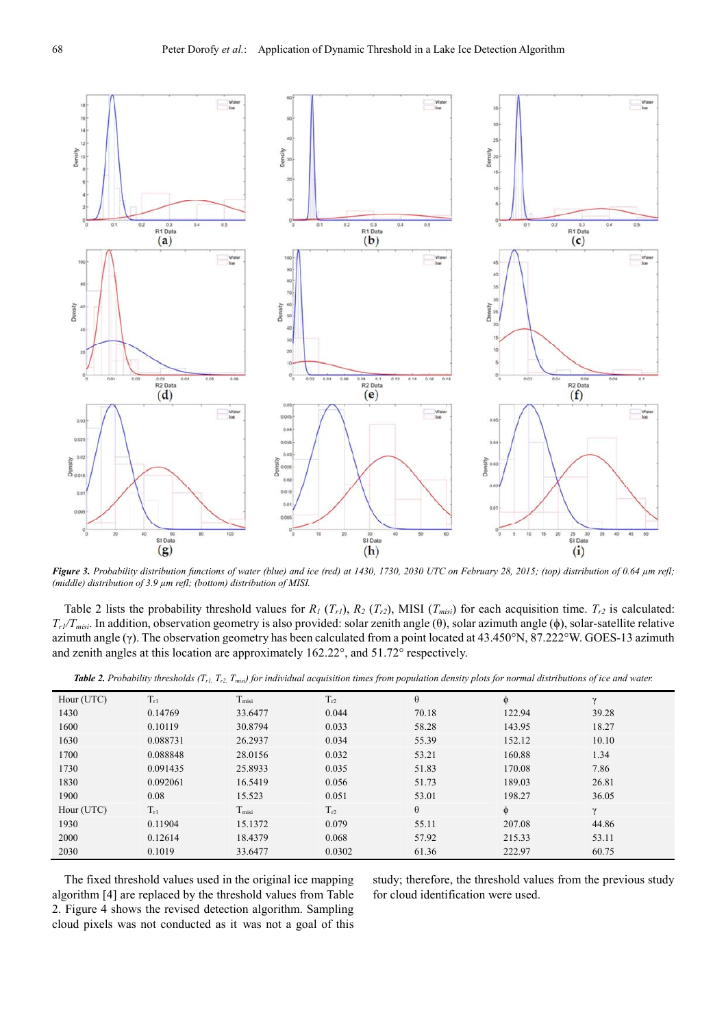*Figure 3. Probability distribution functions of water (blue) and ice (red) at 1430, 1730, 2030 UTC on February 28, 2015; (top) distribution of 0.64 μm refl; (middle) distribution of 3.9 μm refl; (bottom) distribution of MISI.*

Table 2 lists the probability threshold values for $R_1$ ($T_{r1}$), $R_2$ ($T_{r2}$), MISI ($T_{misi}$) for each acquisition time. $T_{r2}$ is calculated: $T_{r1}/T_{misi}$. In addition, observation geometry is also provided: solar zenith angle (θ), solar azimuth angle (ϕ), solar-satellite relative azimuth angle (γ). The observation geometry has been calculated from a point located at 43.450°N, 87.222°W. GOES-13 azimuth and zenith angles at this location are approximately 162.22°, and 51.72° respectively.

***Table 2.*** *Probability thresholds ($T_{r1}$, $T_{r2}$, $T_{misi}$) for individual acquisition times from population density plots for normal distributions of ice and water.*

| Hour (UTC) | $T_{r1}$ | $T_{misi}$ | $T_{r2}$ | θ | ϕ | γ |
|---|---|---|---|---|---|---|
| 1430 | 0.14769 | 33.6477 | 0.044 | 70.18 | 122.94 | 39.28 |
| 1600 | 0.10119 | 30.8794 | 0.033 | 58.28 | 143.95 | 18.27 |
| 1630 | 0.088731 | 26.2937 | 0.034 | 55.39 | 152.12 | 10.10 |
| 1700 | 0.088848 | 28.0156 | 0.032 | 53.21 | 160.88 | 1.34 |
| 1730 | 0.091435 | 25.8933 | 0.035 | 51.83 | 170.08 | 7.86 |
| 1830 | 0.092061 | 16.5419 | 0.056 | 51.73 | 189.03 | 26.81 |
| 1900 | 0.08 | 15.523 | 0.051 | 53.01 | 198.27 | 36.05 |
| Hour (UTC) | $T_{r1}$ | $T_{misi}$ | $T_{r2}$ | θ | ϕ | γ |
| 1930 | 0.11904 | 15.1372 | 0.079 | 55.11 | 207.08 | 44.86 |
| 2000 | 0.12614 | 18.4379 | 0.068 | 57.92 | 215.33 | 53.11 |
| 2030 | 0.1019 | 33.6477 | 0.0302 | 61.36 | 222.97 | 60.75 |

The fixed threshold values used in the original ice mapping algorithm [4] are replaced by the threshold values from Table 2. Figure 4 shows the revised detection algorithm. Sampling cloud pixels was not conducted as it was not a goal of this study; therefore, the threshold values from the previous study for cloud identification were used.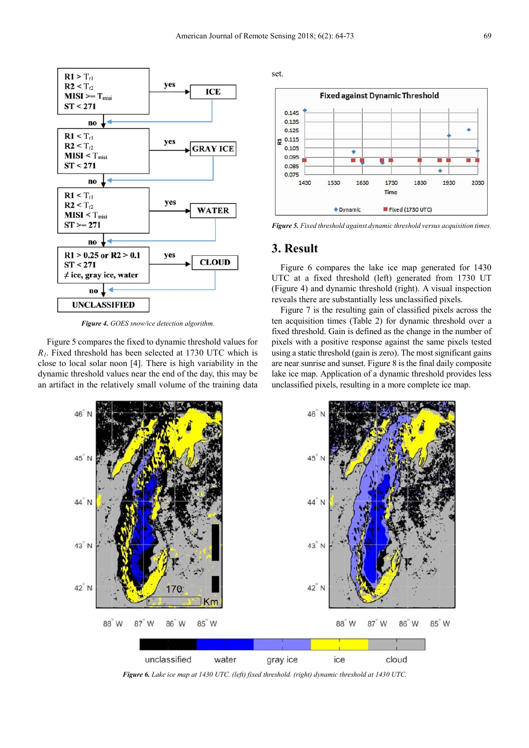*Figure 4. GOES snow/ice detection algorithm.*

Figure 5 compares the fixed to dynamic threshold values for $R_1$. Fixed threshold has been selected at 1730 UTC which is close to local solar noon [4]. There is high variability in the dynamic threshold values near the end of the day, this may be an artifact in the relatively small volume of the training data set.

*Figure 5. Fixed threshold against dynamic threshold versus acquisition times.*

## 3. Result

Figure 6 compares the lake ice map generated for 1430 UTC at a fixed threshold (left) generated from 1730 UT (Figure 4) and dynamic threshold (right). A visual inspection reveals there are substantially less unclassified pixels.

Figure 7 is the resulting gain of classified pixels across the ten acquisition times (Table 2) for dynamic threshold over a fixed threshold. Gain is defined as the change in the number of pixels with a positive response against the same pixels tested using a static threshold (gain is zero). The most significant gains are near sunrise and sunset. Figure 8 is the final daily composite lake ice map. Application of a dynamic threshold provides less unclassified pixels, resulting in a more complete ice map.

*Figure 6. Lake ice map at 1430 UTC. (left) fixed threshold. (right) dynamic threshold at 1430 UTC.*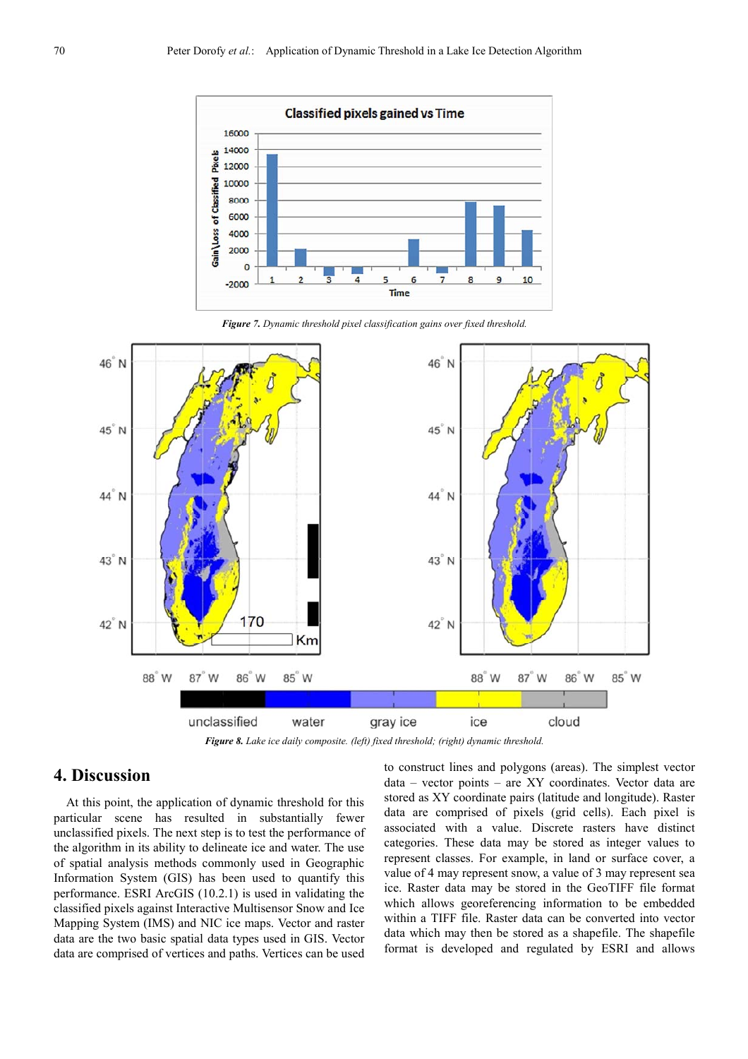*Figure 7. Dynamic threshold pixel classification gains over fixed threshold.*

*Figure 8. Lake ice daily composite. (left) fixed threshold; (right) dynamic threshold.*

## 4. Discussion

At this point, the application of dynamic threshold for this particular scene has resulted in substantially fewer unclassified pixels. The next step is to test the performance of the algorithm in its ability to delineate ice and water. The use of spatial analysis methods commonly used in Geographic Information System (GIS) has been used to quantify this performance. ESRI ArcGIS (10.2.1) is used in validating the classified pixels against Interactive Multisensor Snow and Ice Mapping System (IMS) and NIC ice maps. Vector and raster data are the two basic spatial data types used in GIS. Vector data are comprised of vertices and paths. Vertices can be used to construct lines and polygons (areas). The simplest vector data – vector points – are XY coordinates. Vector data are stored as XY coordinate pairs (latitude and longitude). Raster data are comprised of pixels (grid cells). Each pixel is associated with a value. Discrete rasters have distinct categories. These data may be stored as integer values to represent classes. For example, in land or surface cover, a value of 4 may represent snow, a value of 3 may represent sea ice. Raster data may be stored in the GeoTIFF file format which allows georeferencing information to be embedded within a TIFF file. Raster data can be converted into vector data which may then be stored as a shapefile. The shapefile format is developed and regulated by ESRI and allows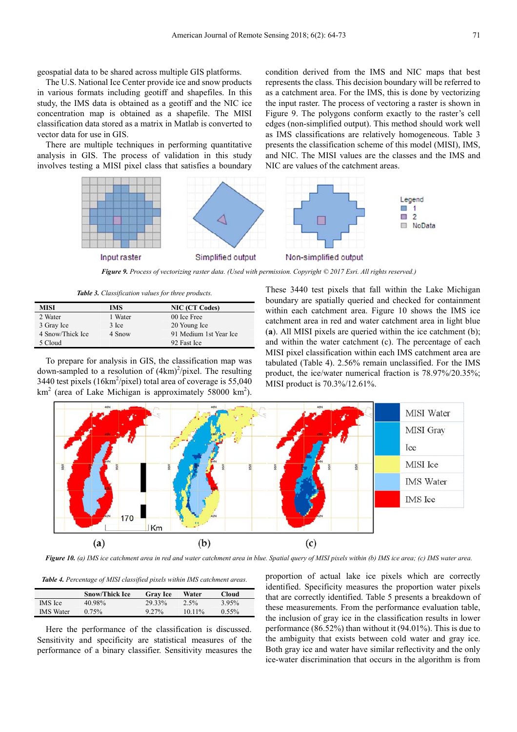geospatial data to be shared across multiple GIS platforms.

The U.S. National Ice Center provide ice and snow products in various formats including geotiff and shapefiles. In this study, the IMS data is obtained as a geotiff and the NIC ice concentration map is obtained as a shapefile. The MISI classification data stored as a matrix in Matlab is converted to vector data for use in GIS.

There are multiple techniques in performing quantitative analysis in GIS. The process of validation in this study involves testing a MISI pixel class that satisfies a boundary condition derived from the IMS and NIC maps that best represents the class. This decision boundary will be referred to as a catchment area. For the IMS, this is done by vectorizing the input raster. The process of vectoring a raster is shown in Figure 9. The polygons conform exactly to the raster's cell edges (non-simplified output). This method should work well as IMS classifications are relatively homogeneous. Table 3 presents the classification scheme of this model (MISI), IMS, and NIC. The MISI values are the classes and the IMS and NIC are values of the catchment areas.

*Figure 9. Process of vectorizing raster data. (Used with permission. Copyright © 2017 Esri. All rights reserved.)*

*Table 3. Classification values for three products.*

| MISI | IMS | NIC (CT Codes) |
|---|---|---|
| 2 Water | 1 Water | 00 Ice Free |
| 3 Gray Ice | 3 Ice | 20 Young Ice |
| 4 Snow/Thick Ice | 4 Snow | 91 Medium 1st Year Ice |
| 5 Cloud | | 92 Fast Ice |

To prepare for analysis in GIS, the classification map was down-sampled to a resolution of $(4\text{km})^2$/pixel. The resulting 3440 test pixels ($16\text{km}^2$/pixel) total area of coverage is 55,040 $\text{km}^2$ (area of Lake Michigan is approximately 58000 $\text{km}^2$).

These 3440 test pixels that fall within the Lake Michigan boundary are spatially queried and checked for containment within each catchment area. Figure 10 shows the IMS ice catchment area in red and water catchment area in light blue (**a**). All MISI pixels are queried within the ice catchment (b); and within the water catchment (c). The percentage of each MISI pixel classification within each IMS catchment area are tabulated (Table 4). 2.56% remain unclassified. For the IMS product, the ice/water numerical fraction is 78.97%/20.35%; MISI product is 70.3%/12.61%.

*Figure 10. (a) IMS ice catchment area in red and water catchment area in blue. Spatial query of MISI pixels within (b) IMS ice area; (c) IMS water area.*

*Table 4. Percentage of MISI classified pixels within IMS catchment areas.*

| | Snow/Thick Ice | Gray Ice | Water | Cloud |
|---|---|---|---|---|
| IMS Ice | 40.98% | 29.33% | 2.5% | 3.95% |
| IMS Water | 0.75% | 9.27% | 10.11% | 0.55% |

Here the performance of the classification is discussed. Sensitivity and specificity are statistical measures of the performance of a binary classifier. Sensitivity measures the proportion of actual lake ice pixels which are correctly identified. Specificity measures the proportion water pixels that are correctly identified. Table 5 presents a breakdown of these measurements. From the performance evaluation table, the inclusion of gray ice in the classification results in lower performance (86.52%) than without it (94.01%). This is due to the ambiguity that exists between cold water and gray ice. Both gray ice and water have similar reflectivity and the only ice-water discrimination that occurs in the algorithm is from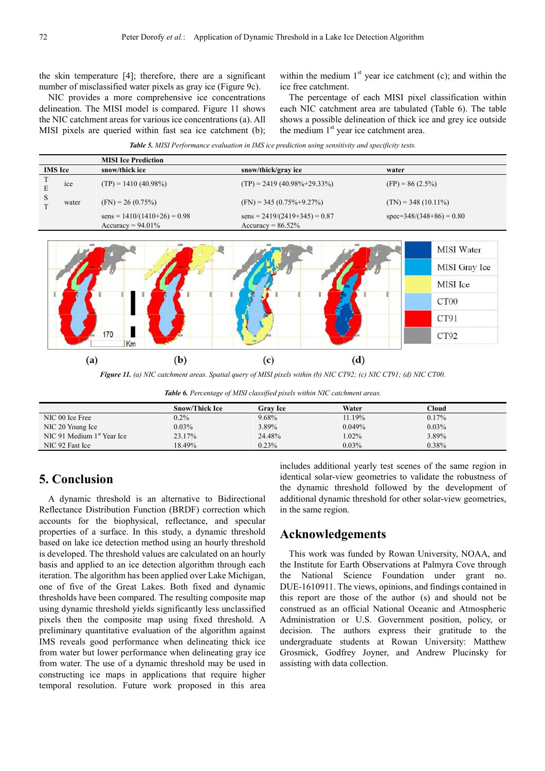the skin temperature [4]; therefore, there are a significant number of misclassified water pixels as gray ice (Figure 9c).

NIC provides a more comprehensive ice concentrations delineation. The MISI model is compared. Figure 11 shows the NIC catchment areas for various ice concentrations (a). All MISI pixels are queried within fast sea ice catchment (b); within the medium 1st year ice catchment (c); and within the ice free catchment.

The percentage of each MISI pixel classification within each NIC catchment area are tabulated (Table 6). The table shows a possible delineation of thick ice and grey ice outside the medium 1st year ice catchment area.

***Table 5.*** *MISI Performance evaluation in IMS ice prediction using sensitivity and specificity tests.*

| | | MISI Ice Prediction | | |
|---|---|---|---|---|
| IMS Ice | | snow/thick ice | snow/thick/gray ice | water |
| TEST | ice | (TP) = 1410 (40.98%) | (TP) = 2419 (40.98%+29.33%) | (FP) = 86 (2.5%) |
| | water | (FN) = 26 (0.75%) | (FN) = 345 (0.75%+9.27%) | (TN) = 348 (10.11%) |
| | | sens = 1410/(1410+26) = 0.98<br>Accuracy = 94.01% | sens = 2419/(2419+345) = 0.87<br>Accuracy = 86.52% | spec=348/(348+86) = 0.80 |

***Figure 11.*** *(a) NIC catchment areas. Spatial query of MISI pixels within (b) NIC CT92; (c) NIC CT91; (d) NIC CT00.*

***Table 6.*** *Percentage of MISI classified pixels within NIC catchment areas.*

| | Snow/Thick Ice | Gray Ice | Water | Cloud |
|---|---|---|---|---|
| NIC 00 Ice Free | 0.2% | 9.68% | 11.19% | 0.17% |
| NIC 20 Young Ice | 0.03% | 3.89% | 0.049% | 0.03% |
| NIC 91 Medium 1st Year Ice | 23.17% | 24.48% | 1.02% | 3.89% |
| NIC 92 Fast Ice | 18.49% | 0.23% | 0.03% | 0.38% |

## 5. Conclusion

A dynamic threshold is an alternative to Bidirectional Reflectance Distribution Function (BRDF) correction which accounts for the biophysical, reflectance, and specular properties of a surface. In this study, a dynamic threshold based on lake ice detection method using an hourly threshold is developed. The threshold values are calculated on an hourly basis and applied to an ice detection algorithm through each iteration. The algorithm has been applied over Lake Michigan, one of five of the Great Lakes. Both fixed and dynamic thresholds have been compared. The resulting composite map using dynamic threshold yields significantly less unclassified pixels then the composite map using fixed threshold. A preliminary quantitative evaluation of the algorithm against IMS reveals good performance when delineating thick ice from water but lower performance when delineating gray ice from water. The use of a dynamic threshold may be used in constructing ice maps in applications that require higher temporal resolution. Future work proposed in this area includes additional yearly test scenes of the same region in identical solar-view geometries to validate the robustness of the dynamic threshold followed by the development of additional dynamic threshold for other solar-view geometries, in the same region.

## Acknowledgements

This work was funded by Rowan University, NOAA, and the Institute for Earth Observations at Palmyra Cove through the National Science Foundation under grant no. DUE-1610911. The views, opinions, and findings contained in this report are those of the author (s) and should not be construed as an official National Oceanic and Atmospheric Administration or U.S. Government position, policy, or decision. The authors express their gratitude to the undergraduate students at Rowan University: Matthew Grosmick, Godfrey Joyner, and Andrew Plucinsky for assisting with data collection.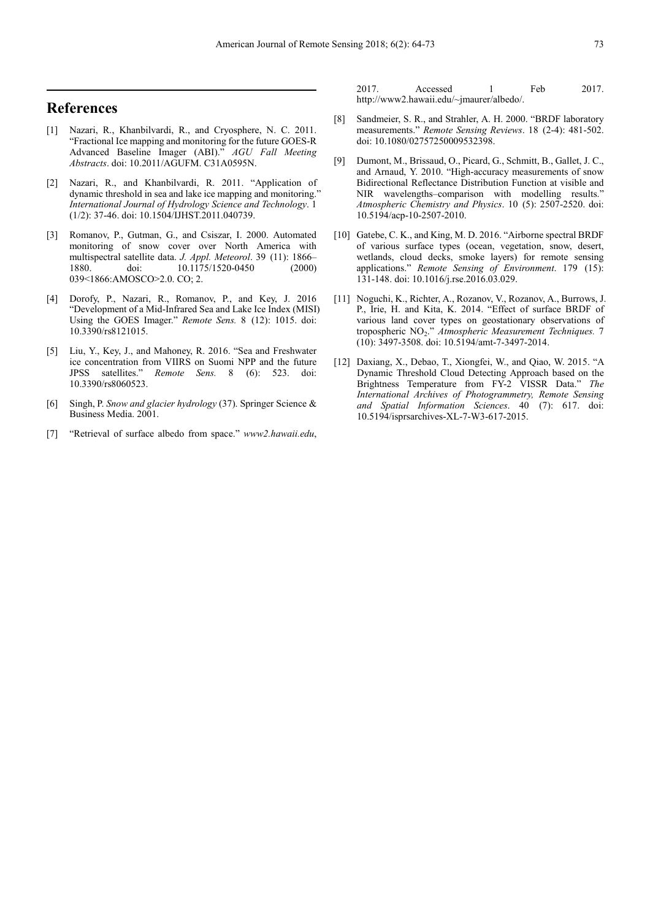## References

[1] Nazari, R., Khanbilvardi, R., and Cryosphere, N. C. 2011. "Fractional Ice mapping and monitoring for the future GOES-R Advanced Baseline Imager (ABI)." *AGU Fall Meeting Abstracts*. doi: 10.2011/AGUFM. C31A0595N.

[2] Nazari, R., and Khanbilvardi, R. 2011. "Application of dynamic threshold in sea and lake ice mapping and monitoring." *International Journal of Hydrology Science and Technology*. 1 (1/2): 37-46. doi: 10.1504/IJHST.2011.040739.

[3] Romanov, P., Gutman, G., and Csiszar, I. 2000. Automated monitoring of snow cover over North America with multispectral satellite data. *J. Appl. Meteorol*. 39 (11): 1866–1880. doi: 10.1175/1520-0450 (2000) 039<1866:AMOSCO>2.0. CO; 2.

[4] Dorofy, P., Nazari, R., Romanov, P., and Key, J. 2016 "Development of a Mid-Infrared Sea and Lake Ice Index (MISI) Using the GOES Imager." *Remote Sens.* 8 (12): 1015. doi: 10.3390/rs8121015.

[5] Liu, Y., Key, J., and Mahoney, R. 2016. "Sea and Freshwater ice concentration from VIIRS on Suomi NPP and the future JPSS satellites." *Remote Sens.* 8 (6): 523. doi: 10.3390/rs8060523.

[6] Singh, P. *Snow and glacier hydrology* (37). Springer Science & Business Media. 2001.

[7] "Retrieval of surface albedo from space." *www2.hawaii.edu*, 2017. Accessed 1 Feb 2017. http://www2.hawaii.edu/~jmaurer/albedo/.

[8] Sandmeier, S. R., and Strahler, A. H. 2000. "BRDF laboratory measurements." *Remote Sensing Reviews*. 18 (2-4): 481-502. doi: 10.1080/02757250009532398.

[9] Dumont, M., Brissaud, O., Picard, G., Schmitt, B., Gallet, J. C., and Arnaud, Y. 2010. "High-accuracy measurements of snow Bidirectional Reflectance Distribution Function at visible and NIR wavelengths–comparison with modelling results." *Atmospheric Chemistry and Physics*. 10 (5): 2507-2520. doi: 10.5194/acp-10-2507-2010.

[10] Gatebe, C. K., and King, M. D. 2016. "Airborne spectral BRDF of various surface types (ocean, vegetation, snow, desert, wetlands, cloud decks, smoke layers) for remote sensing applications." *Remote Sensing of Environment*. 179 (15): 131-148. doi: 10.1016/j.rse.2016.03.029.

[11] Noguchi, K., Richter, A., Rozanov, V., Rozanov, A., Burrows, J. P., Irie, H. and Kita, K. 2014. "Effect of surface BRDF of various land cover types on geostationary observations of tropospheric $NO_2$." *Atmospheric Measurement Techniques.* 7 (10): 3497-3508. doi: 10.5194/amt-7-3497-2014.

[12] Daxiang, X., Debao, T., Xiongfei, W., and Qiao, W. 2015. "A Dynamic Threshold Cloud Detecting Approach based on the Brightness Temperature from FY-2 VISSR Data." *The International Archives of Photogrammetry, Remote Sensing and Spatial Information Sciences*. 40 (7): 617. doi: 10.5194/isprsarchives-XL-7-W3-617-2015.